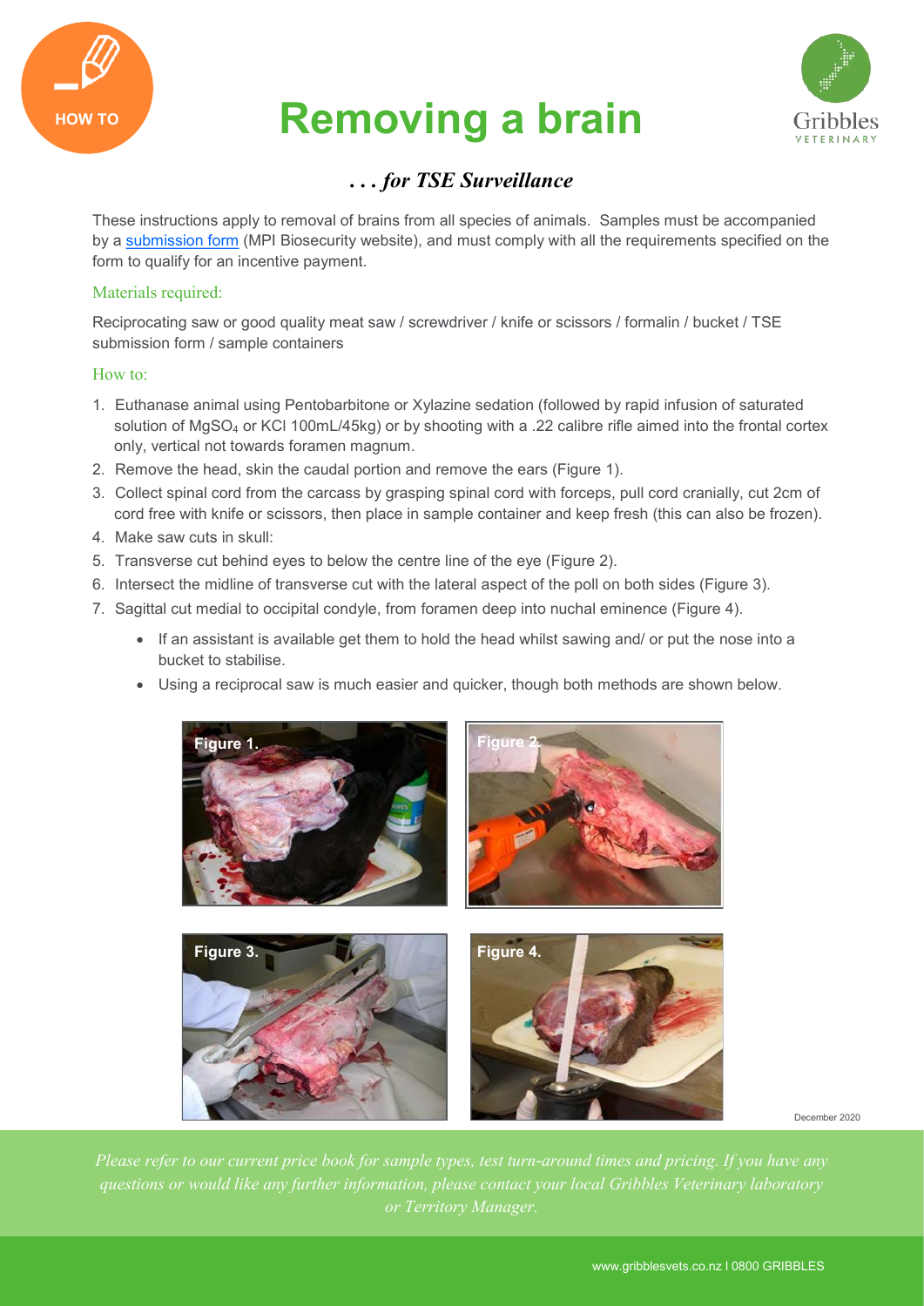HOW TO

# Removing a brain

*. . . for TSE Surveillance*

These instructions apply to removal of brains from all species of animals. Samples must be accompanied by a submission form (MPI Biosecurity website), and must comply with all the requirements specified on the form to qualify for an incentive payment.

## Materials required:

Reciprocating saw or good quality meat saw / screwdriver / knife or scissors / formalin / bucket / TSE submission form / sample containers

## How to:

1. Euthanase animal using Pentobarbitone or Xylazine sedation (followed by rapid infusion of saturated solution of $MgSO_4$ or KCl 100mL/45kg) or by shooting with a .22 calibre rifle aimed into the frontal cortex only, vertical not towards foramen magnum.
2. Remove the head, skin the caudal portion and remove the ears (Figure 1).
3. Collect spinal cord from the carcass by grasping spinal cord with forceps, pull cord cranially, cut 2cm of cord free with knife or scissors, then place in sample container and keep fresh (this can also be frozen).
4. Make saw cuts in skull:
5. Transverse cut behind eyes to below the centre line of the eye (Figure 2).
6. Intersect the midline of transverse cut with the lateral aspect of the poll on both sides (Figure 3).
7. Sagittal cut medial to occipital condyle, from foramen deep into nuchal eminence (Figure 4).
   - If an assistant is available get them to hold the head whilst sawing and/ or put the nose into a bucket to stabilise.
   - Using a reciprocal saw is much easier and quicker, though both methods are shown below.

Figure 1.

Figure 2.

Figure 3.

Figure 4.

December 2020

*Please refer to our current price book for sample types, test turn-around times and pricing. If you have any questions or would like any further information, please contact your local Gribbles Veterinary laboratory or Territory Manager.*

www.gribblesvets.co.nz l 0800 GRIBBLES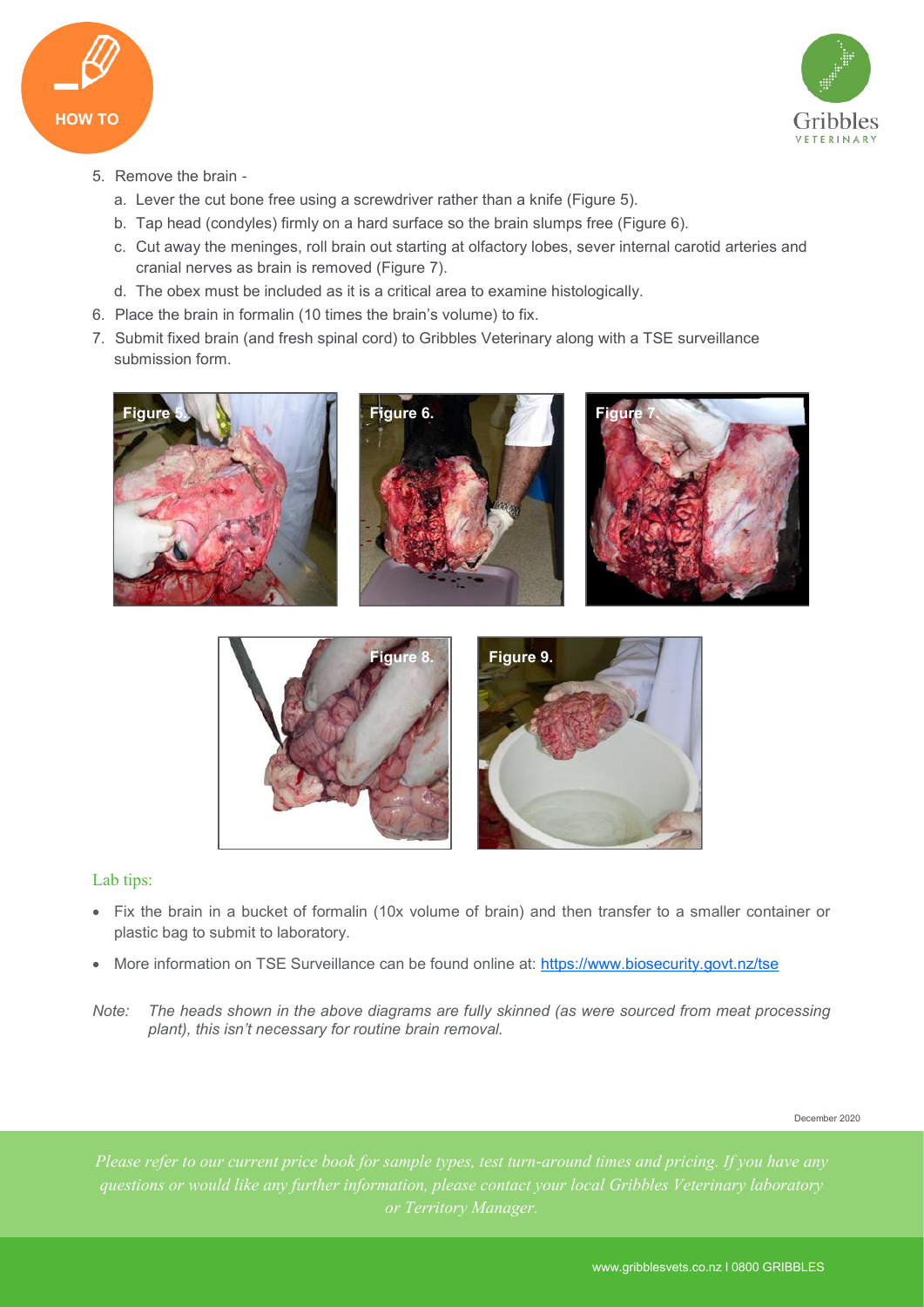5. Remove the brain -
   a. Lever the cut bone free using a screwdriver rather than a knife (Figure 5).
   b. Tap head (condyles) firmly on a hard surface so the brain slumps free (Figure 6).
   c. Cut away the meninges, roll brain out starting at olfactory lobes, sever internal carotid arteries and cranial nerves as brain is removed (Figure 7).
   d. The obex must be included as it is a critical area to examine histologically.
6. Place the brain in formalin (10 times the brain's volume) to fix.
7. Submit fixed brain (and fresh spinal cord) to Gribbles Veterinary along with a TSE surveillance submission form.

**Figure 5.** **Figure 6.** **Figure 7.**

**Figure 8.** **Figure 9.**

Lab tips:

- Fix the brain in a bucket of formalin (10x volume of brain) and then transfer to a smaller container or plastic bag to submit to laboratory.
- More information on TSE Surveillance can be found online at: https://www.biosecurity.govt.nz/tse

*Note: The heads shown in the above diagrams are fully skinned (as were sourced from meat processing plant), this isn't necessary for routine brain removal.*

December 2020

*Please refer to our current price book for sample types, test turn-around times and pricing. If you have any questions or would like any further information, please contact your local Gribbles Veterinary laboratory or Territory Manager.*

www.gribblesvets.co.nz I 0800 GRIBBLES